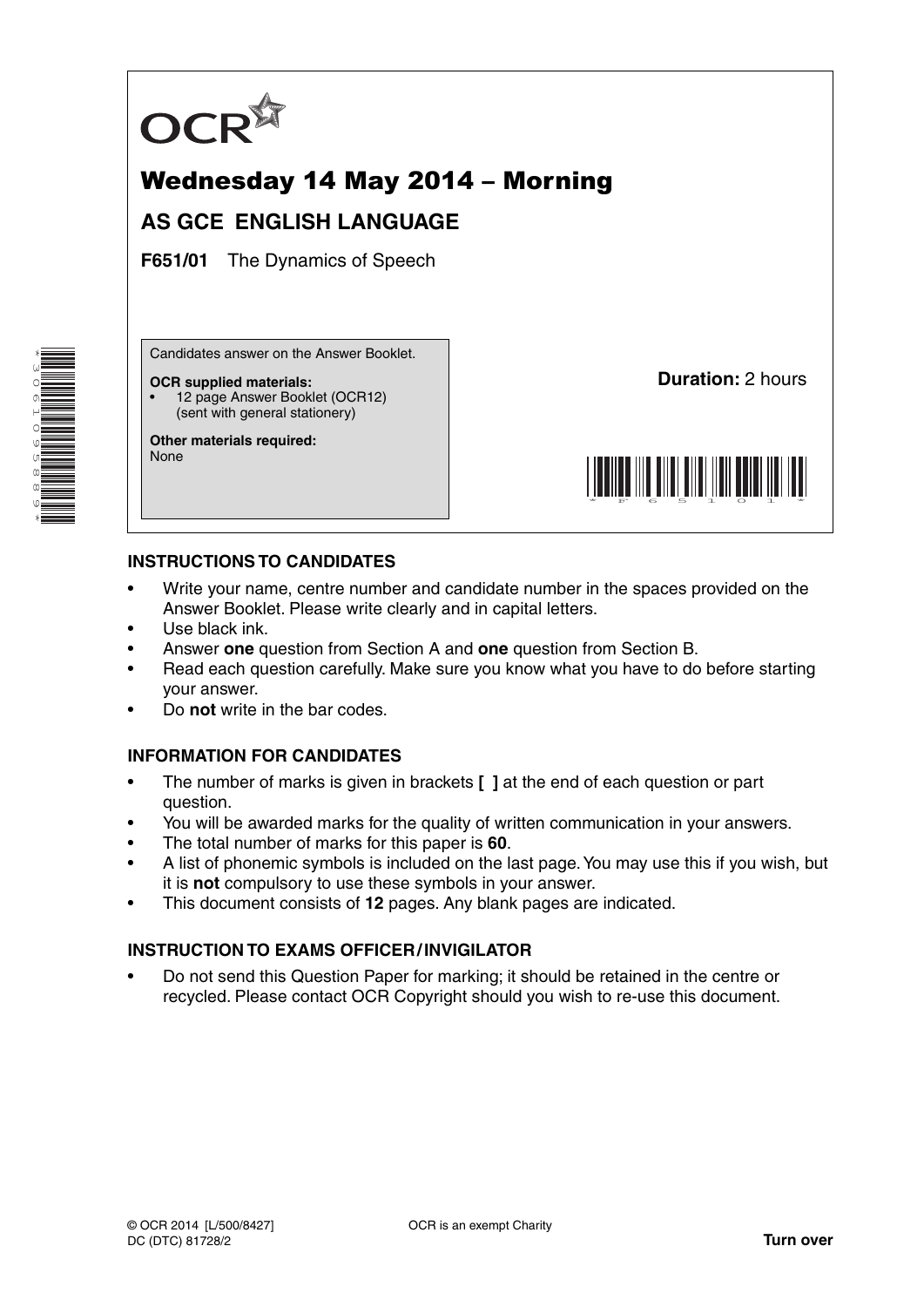OCR

# Wednesday 14 May 2014 – Morning

## AS GCE ENGLISH LANGUAGE

**F651/01** The Dynamics of Speech

Candidates answer on the Answer Booklet.

**OCR supplied materials:**
- 12 page Answer Booklet (OCR12) (sent with general stationery)

**Other materials required:**
None

**Duration:** 2 hours

### INSTRUCTIONS TO CANDIDATES

- Write your name, centre number and candidate number in the spaces provided on the Answer Booklet. Please write clearly and in capital letters.
- Use black ink.
- Answer **one** question from Section A and **one** question from Section B.
- Read each question carefully. Make sure you know what you have to do before starting your answer.
- Do **not** write in the bar codes.

### INFORMATION FOR CANDIDATES

- The number of marks is given in brackets **[ ]** at the end of each question or part question.
- You will be awarded marks for the quality of written communication in your answers.
- The total number of marks for this paper is **60**.
- A list of phonemic symbols is included on the last page. You may use this if you wish, but it is **not** compulsory to use these symbols in your answer.
- This document consists of **12** pages. Any blank pages are indicated.

### INSTRUCTION TO EXAMS OFFICER / INVIGILATOR

- Do not send this Question Paper for marking; it should be retained in the centre or recycled. Please contact OCR Copyright should you wish to re-use this document.

© OCR 2014 [L/500/8427]
DC (DTC) 81728/2

OCR is an exempt Charity

**Turn over**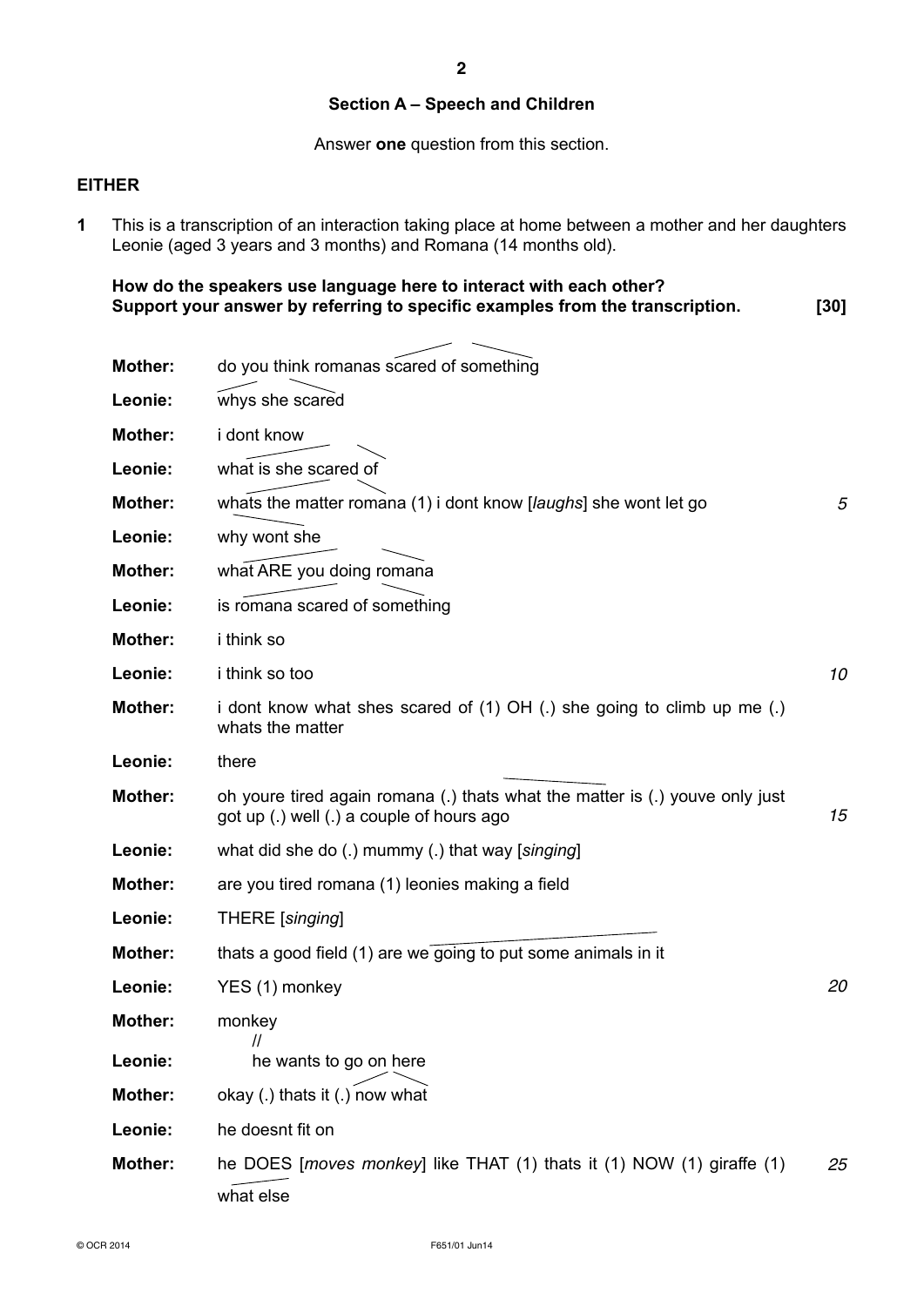## Section A – Speech and Children

Answer **one** question from this section.

**EITHER**

**1** This is a transcription of an interaction taking place at home between a mother and her daughters Leonie (aged 3 years and 3 months) and Romana (14 months old).

**How do the speakers use language here to interact with each other? Support your answer by referring to specific examples from the transcription.** **[30]**

| | | |
|---|---|---|
| **Mother:** | do you think romanas scared of something | |
| **Leonie:** | whys she scared | |
| **Mother:** | i dont know | |
| **Leonie:** | what is she scared of | |
| **Mother:** | whats the matter romana (1) i dont know [*laughs*] she wont let go | *5* |
| **Leonie:** | why wont she | |
| **Mother:** | what ARE you doing romana | |
| **Leonie:** | is romana scared of something | |
| **Mother:** | i think so | |
| **Leonie:** | i think so too | *10* |
| **Mother:** | i dont know what shes scared of (1) OH (.) she going to climb up me (.) whats the matter | |
| **Leonie:** | there | |
| **Mother:** | oh youre tired again romana (.) thats what the matter is (.) youve only just got up (.) well (.) a couple of hours ago | *15* |
| **Leonie:** | what did she do (.) mummy (.) that way [*singing*] | |
| **Mother:** | are you tired romana (1) leonies making a field | |
| **Leonie:** | THERE [*singing*] | |
| **Mother:** | thats a good field (1) are we going to put some animals in it | |
| **Leonie:** | YES (1) monkey | *20* |
| **Mother:** | monkey // | |
| **Leonie:** | he wants to go on here | |
| **Mother:** | okay (.) thats it (.) now what | |
| **Leonie:** | he doesnt fit on | |
| **Mother:** | he DOES [*moves monkey*] like THAT (1) thats it (1) NOW (1) giraffe (1) what else | *25* |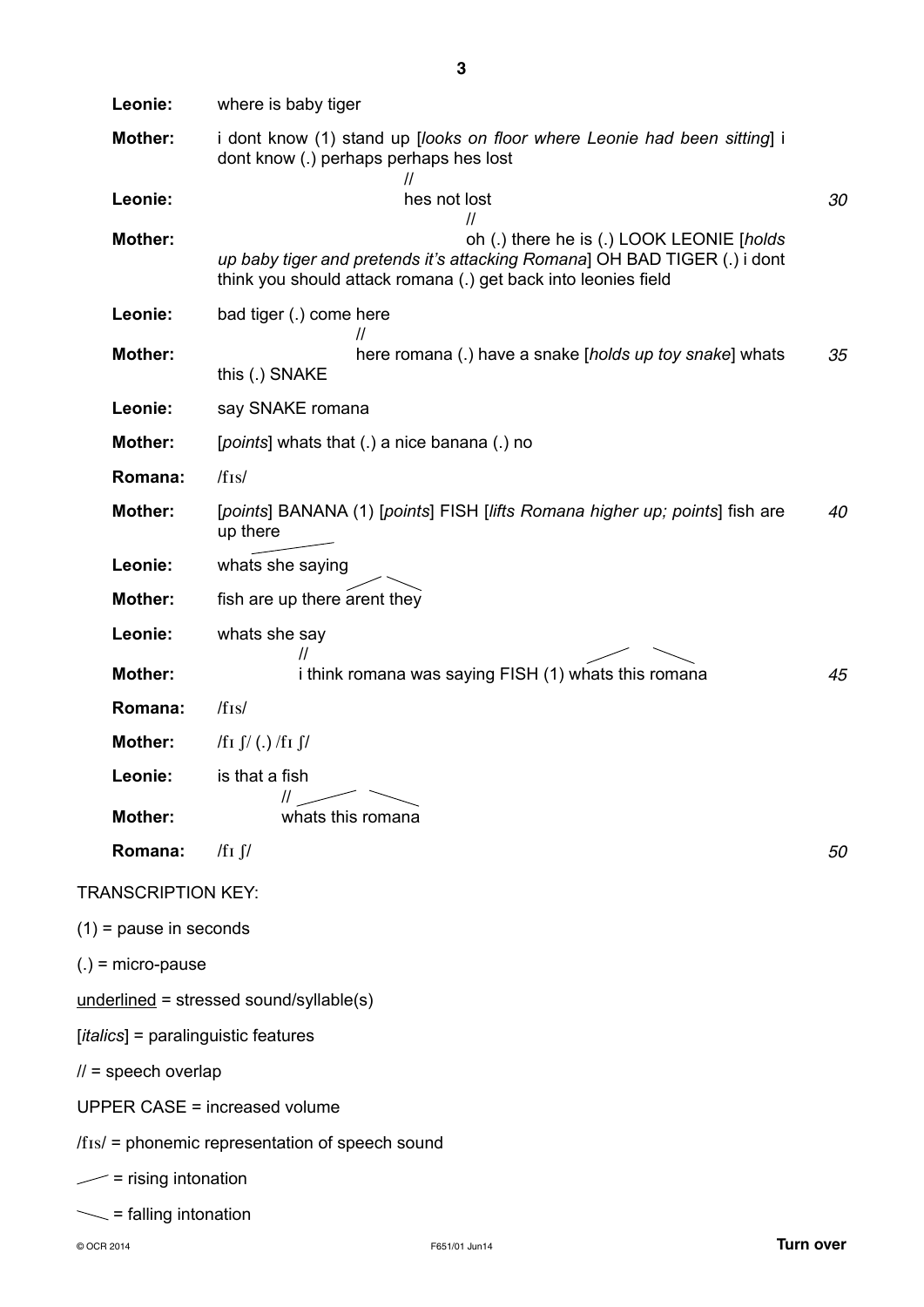| | | |
|---|---|---|
| **Leonie:** | where is baby tiger | |
| **Mother:** | i dont know (1) stand up [*looks on floor where Leonie had been sitting*] i dont know (.) perhaps perhaps hes lost // | |
| **Leonie:** | hes not lost // | 30 |
| **Mother:** | oh (.) there he is (.) LOOK LEONIE [*holds up baby tiger and pretends it's attacking Romana*] OH BAD TIGER (.) i dont think you should attack romana (.) get back into leonies field | |
| **Leonie:** | bad tiger (.) come here // | |
| **Mother:** | here romana (.) have a snake [*holds up toy snake*] whats this (.) SNAKE | 35 |
| **Leonie:** | say SNAKE romana | |
| **Mother:** | [*points*] whats that (.) a nice banana (.) no | |
| **Romana:** | /fɪs/ | |
| **Mother:** | [*points*] BANANA (1) [*points*] FISH [*lifts Romana higher up; points*] fish are up there | 40 |
| **Leonie:** | whats she saying | |
| **Mother:** | fish are up there arent they | |
| **Leonie:** | whats she say // | |
| **Mother:** | i think romana was saying FISH (1) whats this romana | 45 |
| **Romana:** | /fɪs/ | |
| **Mother:** | /fɪ ʃ/ (.) /fɪ ʃ/ | |
| **Leonie:** | is that a fish // | |
| **Mother:** | whats this romana | |
| **Romana:** | /fɪ ʃ/ | 50 |

TRANSCRIPTION KEY:

(1) = pause in seconds

(.) = micro-pause

underlined = stressed sound/syllable(s)

[*italics*] = paralinguistic features

// = speech overlap

UPPER CASE = increased volume

/fɪs/ = phonemic representation of speech sound

╱ = rising intonation

╲ = falling intonation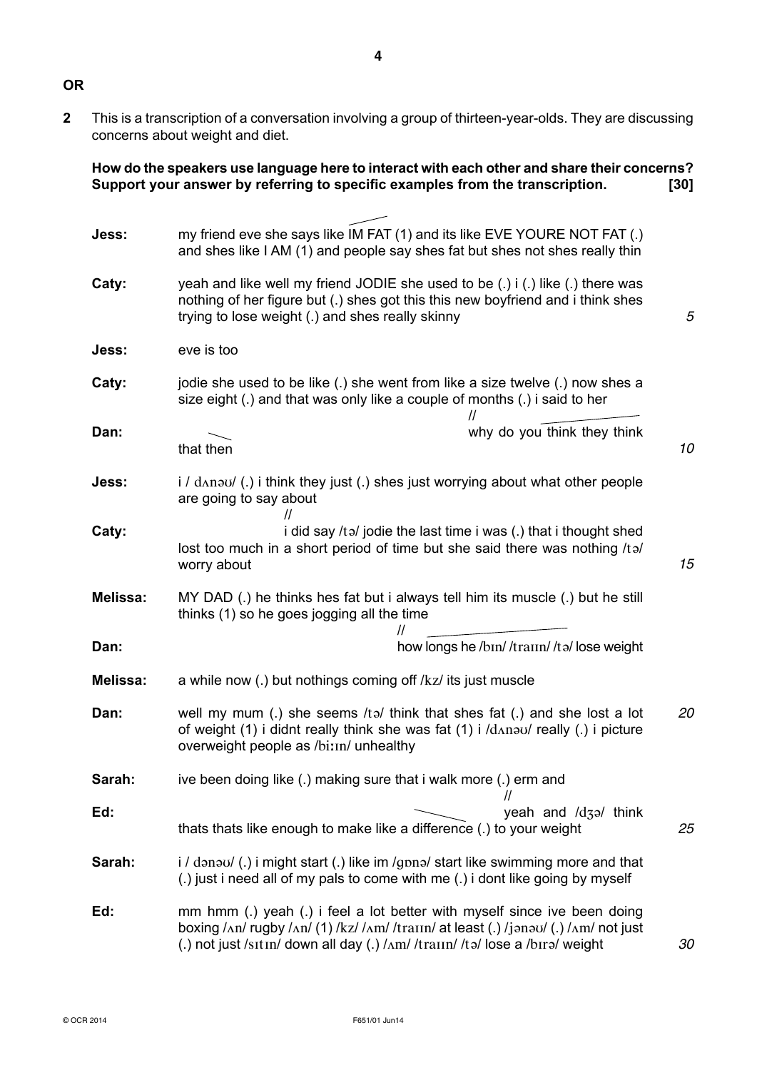**OR**

**2** This is a transcription of a conversation involving a group of thirteen-year-olds. They are discussing concerns about weight and diet.

**How do the speakers use language here to interact with each other and share their concerns? Support your answer by referring to specific examples from the transcription. [30]**

| | | |
|---|---|---|
| **Jess:** | my friend eve she says like IM FAT (1) and its like EVE YOURE NOT FAT (.) and shes like I AM (1) and people say shes fat but shes not shes really thin | |
| **Caty:** | yeah and like well my friend JODIE she used to be (.) i (.) like (.) there was nothing of her figure but (.) shes got this this new boyfriend and i think shes trying to lose weight (.) and shes really skinny | *5* |
| **Jess:** | eve is too | |
| **Caty:** | jodie she used to be like (.) she went from like a size twelve (.) now shes a size eight (.) and that was only like a couple of months (.) i said to her // | |
| **Dan:** | why do you think they think that then | *10* |
| **Jess:** | i / dʌnəʊ/ (.) i think they just (.) shes just worrying about what other people are going to say about // | |
| **Caty:** | i did say /tə/ jodie the last time i was (.) that i thought shed lost too much in a short period of time but she said there was nothing /tə/ worry about | *15* |
| **Melissa:** | MY DAD (.) he thinks hes fat but i always tell him its muscle (.) but he still thinks (1) so he goes jogging all the time // | |
| **Dan:** | how longs he /bɪn/ /traɪɪn/ /tə/ lose weight | |
| **Melissa:** | a while now (.) but nothings coming off /kz/ its just muscle | |
| **Dan:** | well my mum (.) she seems /tə/ think that shes fat (.) and she lost a lot of weight (1) i didnt really think she was fat (1) i /dʌnəʊ/ really (.) i picture overweight people as /biːɪn/ unhealthy | *20* |
| **Sarah:** | ive been doing like (.) making sure that i walk more (.) erm and // | |
| **Ed:** | yeah and /dʒə/ think thats thats like enough to make like a difference (.) to your weight | *25* |
| **Sarah:** | i / dənəʊ/ (.) i might start (.) like im /gɒnə/ start like swimming more and that (.) just i need all of my pals to come with me (.) i dont like going by myself | |
| **Ed:** | mm hmm (.) yeah (.) i feel a lot better with myself since ive been doing boxing /ʌn/ rugby /ʌn/ (1) /kz/ /ʌm/ /traɪɪn/ at least (.) /jənəʊ/ (.) /ʌm/ not just (.) not just /sɪtɪn/ down all day (.) /ʌm/ /traɪɪn/ /tə/ lose a /bɪrə/ weight | *30* |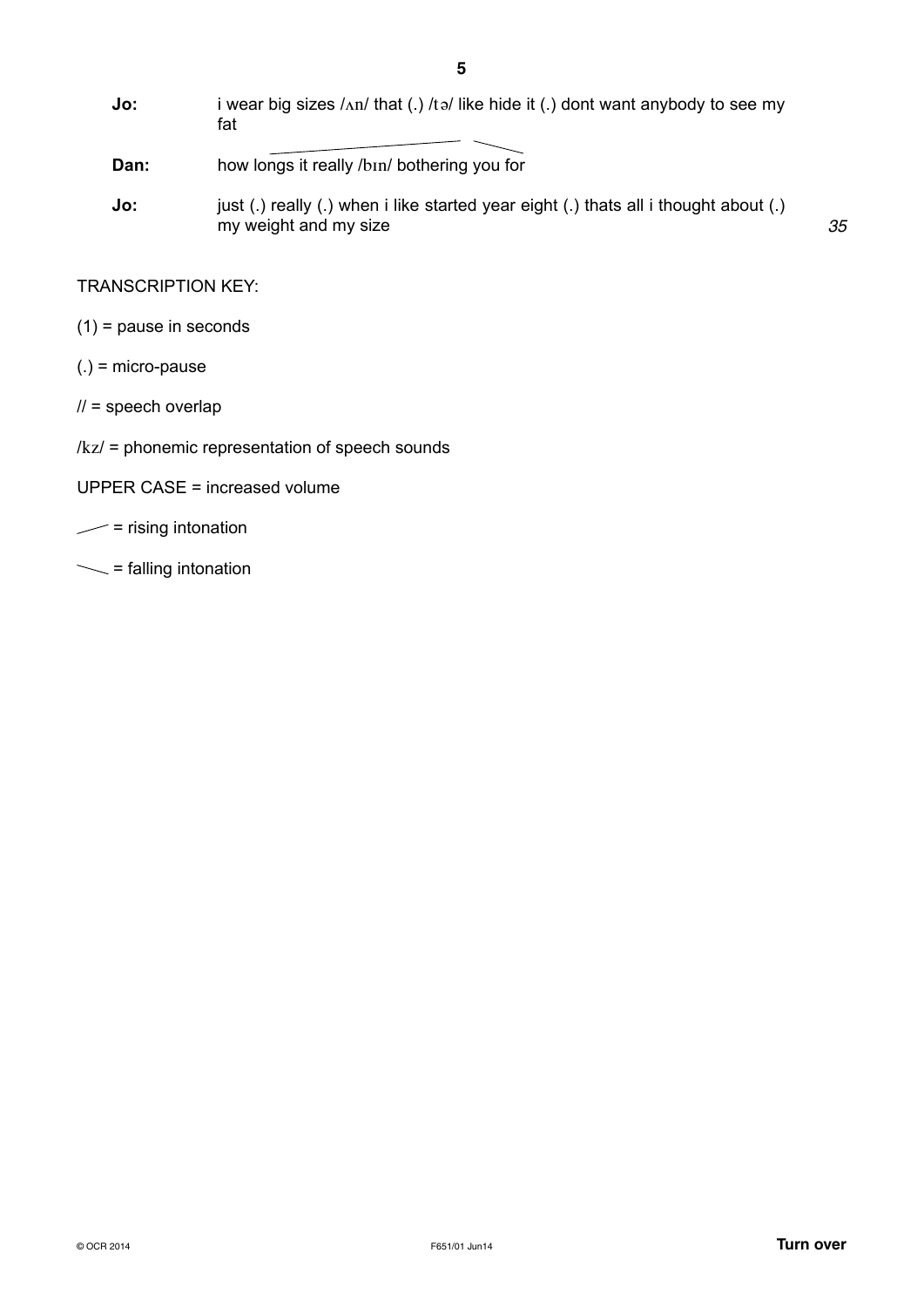**Jo:** i wear big sizes /ʌn/ that (.) /tə/ like hide it (.) dont want anybody to see my fat

**Dan:** how longs it really /bɪn/ bothering you for

**Jo:** just (.) really (.) when i like started year eight (.) thats all i thought about (.) my weight and my size *35*

TRANSCRIPTION KEY:

(1) = pause in seconds

(.) = micro-pause

// = speech overlap

/kz/ = phonemic representation of speech sounds

UPPER CASE = increased volume

⁄ = rising intonation

⁀ = falling intonation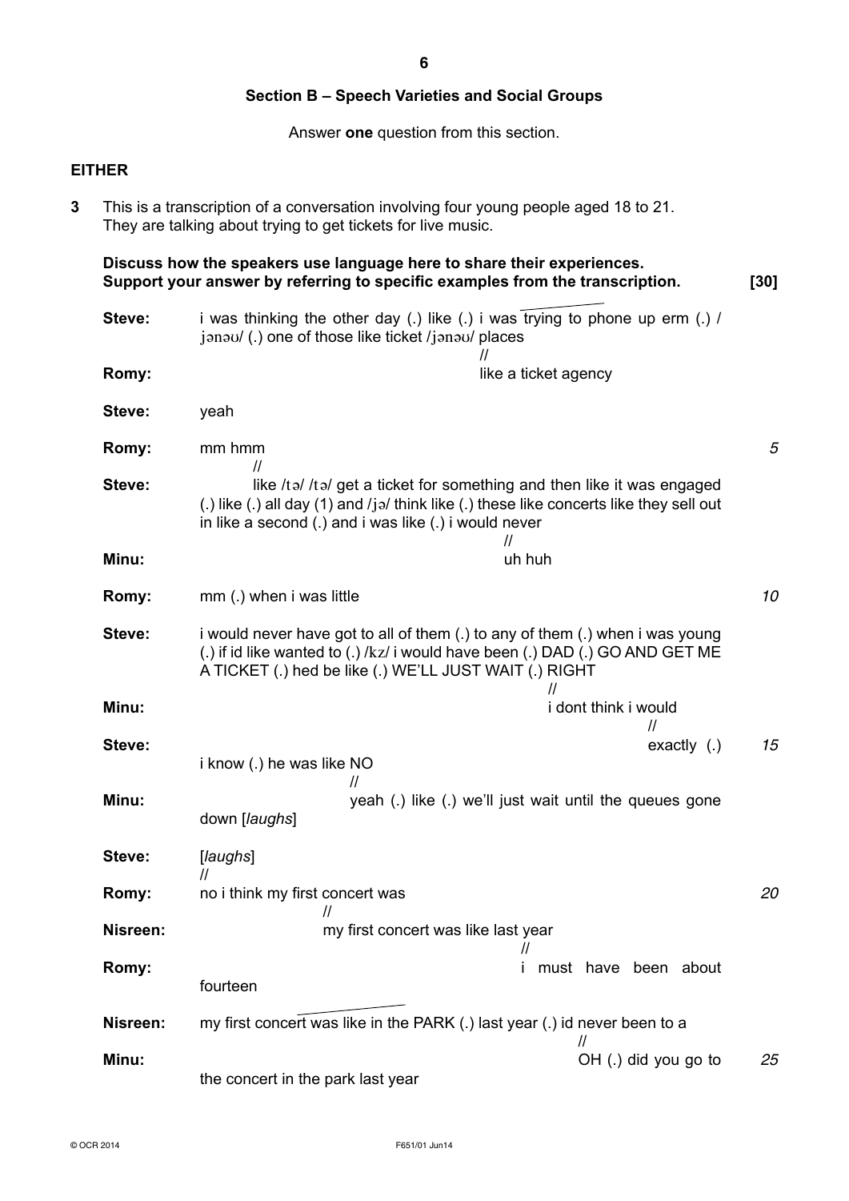## Section B – Speech Varieties and Social Groups

Answer **one** question from this section.

### EITHER

**3** This is a transcription of a conversation involving four young people aged 18 to 21. They are talking about trying to get tickets for live music.

**Discuss how the speakers use language here to share their experiences. Support your answer by referring to specific examples from the transcription. [30]**

| Speaker | Transcription | Line |
|---|---|---|
| **Steve:** | i was thinking the other day (.) like (.) i was trying to phone up erm (.) /jənəʊ/ (.) one of those like ticket /jənəʊ/ places // | |
| **Romy:** | like a ticket agency | |
| **Steve:** | yeah | |
| **Romy:** | mm hmm // | *5* |
| **Steve:** | like /tə/ /tə/ get a ticket for something and then like it was engaged (.) like (.) all day (1) and /jə/ think like (.) these like concerts like they sell out in like a second (.) and i was like (.) i would never // | |
| **Minu:** | uh huh | |
| **Romy:** | mm (.) when i was little | *10* |
| **Steve:** | i would never have got to all of them (.) to any of them (.) when i was young (.) if id like wanted to (.) /kz/ i would have been (.) DAD (.) GO AND GET ME A TICKET (.) hed be like (.) WE'LL JUST WAIT (.) RIGHT // | |
| **Minu:** | i dont think i would // | |
| **Steve:** | exactly (.) i know (.) he was like NO // | *15* |
| **Minu:** | yeah (.) like (.) we'll just wait until the queues gone down [*laughs*] | |
| **Steve:** | [*laughs*] // | |
| **Romy:** | no i think my first concert was // | *20* |
| **Nisreen:** | my first concert was like last year // | |
| **Romy:** | i must have been about fourteen | |
| **Nisreen:** | my first concert was like in the PARK (.) last year (.) id never been to a // | |
| **Minu:** | OH (.) did you go to the concert in the park last year | *25* |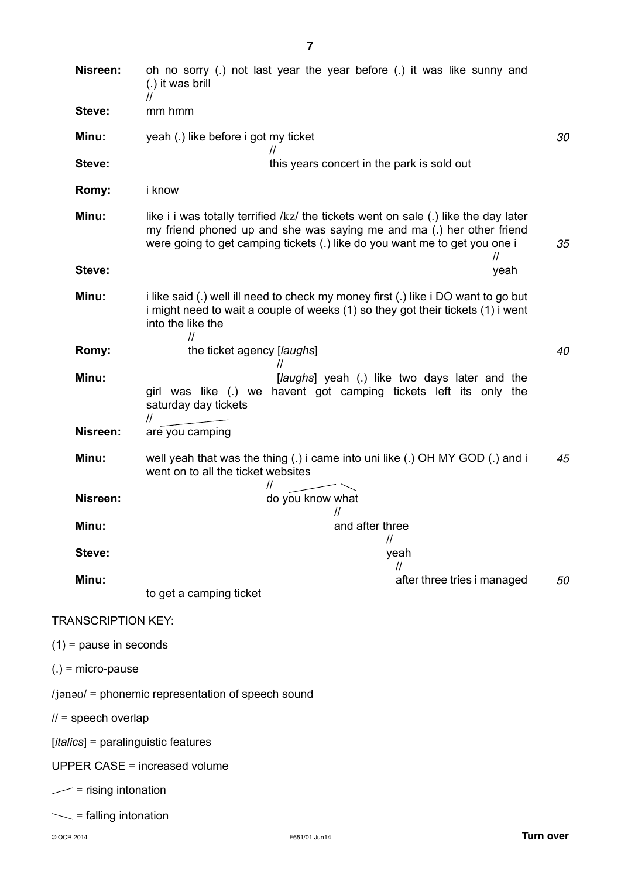**Nisreen:** oh no sorry (.) not last year the year before (.) it was like sunny and (.) it was brill
//

**Steve:** mm hmm

**Minu:** yeah (.) like before i got my ticket 30
//

**Steve:** this years concert in the park is sold out

**Romy:** i know

**Minu:** like i i was totally terrified /kz/ the tickets went on sale (.) like the day later my friend phoned up and she was saying me and ma (.) her other friend were going to get camping tickets (.) like do you want me to get you one i 35
//

**Steve:** yeah

**Minu:** i like said (.) well ill need to check my money first (.) like i DO want to go but i might need to wait a couple of weeks (1) so they got their tickets (1) i went into the like the
//

**Romy:** the ticket agency [*laughs*] 40
//

**Minu:** [*laughs*] yeah (.) like two days later and the girl was like (.) we havent got camping tickets left its only the saturday day tickets
//

**Nisreen:** are you camping (rising intonation)

**Minu:** well yeah that was the thing (.) i came into uni like (.) OH MY GOD (.) and i went on to all the ticket websites 45
//

**Nisreen:** do you know what (rising intonation, falling intonation)
//

**Minu:** and after three
//

**Steve:** yeah
//

**Minu:** after three tries i managed to get a camping ticket 50

TRANSCRIPTION KEY:

(1) = pause in seconds

(.) = micro-pause

/jənəʊ/ = phonemic representation of speech sound

// = speech overlap

[*italics*] = paralinguistic features

UPPER CASE = increased volume

(rising line) = rising intonation

(falling line) = falling intonation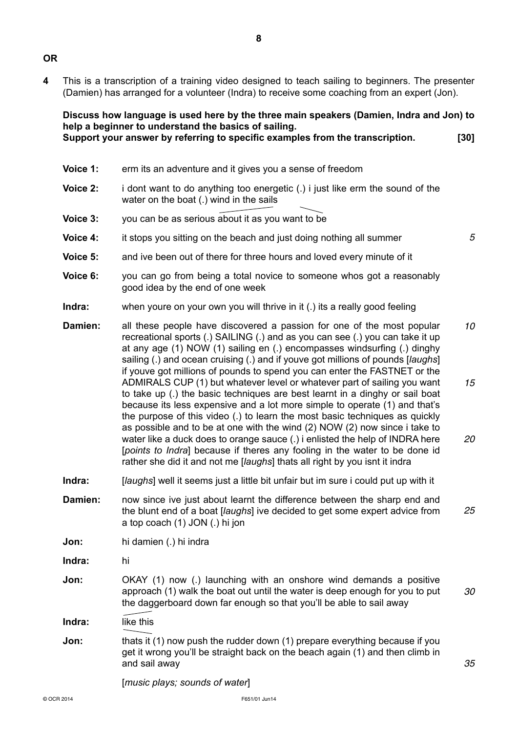**OR**

**4** This is a transcription of a training video designed to teach sailing to beginners. The presenter (Damien) has arranged for a volunteer (Indra) to receive some coaching from an expert (Jon).

**Discuss how language is used here by the three main speakers (Damien, Indra and Jon) to help a beginner to understand the basics of sailing.**
**Support your answer by referring to specific examples from the transcription. [30]**

| | | |
|---|---|---|
| **Voice 1:** | erm its an adventure and it gives you a sense of freedom | |
| **Voice 2:** | i dont want to do anything too energetic (.) i just like erm the sound of the water on the boat (.) wind in the sails | |
| **Voice 3:** | you can be as serious about it as you want to be | |
| **Voice 4:** | it stops you sitting on the beach and just doing nothing all summer | *5* |
| **Voice 5:** | and ive been out of there for three hours and loved every minute of it | |
| **Voice 6:** | you can go from being a total novice to someone whos got a reasonably good idea by the end of one week | |
| **Indra:** | when youre on your own you will thrive in it (.) its a really good feeling | |
| **Damien:** | all these people have discovered a passion for one of the most popular recreational sports (.) SAILING (.) and as you can see (.) you can take it up at any age (1) NOW (1) sailing en (.) encompasses windsurfing (.) dinghy sailing (.) and ocean cruising (.) and if youve got millions of pounds [*laughs*] if youve got millions of pounds to spend you can enter the FASTNET or the ADMIRALS CUP (1) but whatever level or whatever part of sailing you want to take up (.) the basic techniques are best learnt in a dinghy or sail boat because its less expensive and a lot more simple to operate (1) and that's the purpose of this video (.) to learn the most basic techniques as quickly as possible and to be at one with the wind (2) NOW (2) now since i take to water like a duck does to orange sauce (.) i enlisted the help of INDRA here [*points to Indra*] because if theres any fooling in the water to be done id rather she did it and not me [*laughs*] thats all right by you isnt it indra | *10* *15* *20* |
| **Indra:** | [*laughs*] well it seems just a little bit unfair but im sure i could put up with it | |
| **Damien:** | now since ive just about learnt the difference between the sharp end and the blunt end of a boat [*laughs*] ive decided to get some expert advice from a top coach (1) JON (.) hi jon | *25* |
| **Jon:** | hi damien (.) hi indra | |
| **Indra:** | hi | |
| **Jon:** | OKAY (1) now (.) launching with an onshore wind demands a positive approach (1) walk the boat out until the water is deep enough for you to put the daggerboard down far enough so that you'll be able to sail away | *30* |
| **Indra:** | like this | |
| **Jon:** | thats it (1) now push the rudder down (1) prepare everything because if you get it wrong you'll be straight back on the beach again (1) and then climb in and sail away | *35* |
| | [*music plays; sounds of water*] | |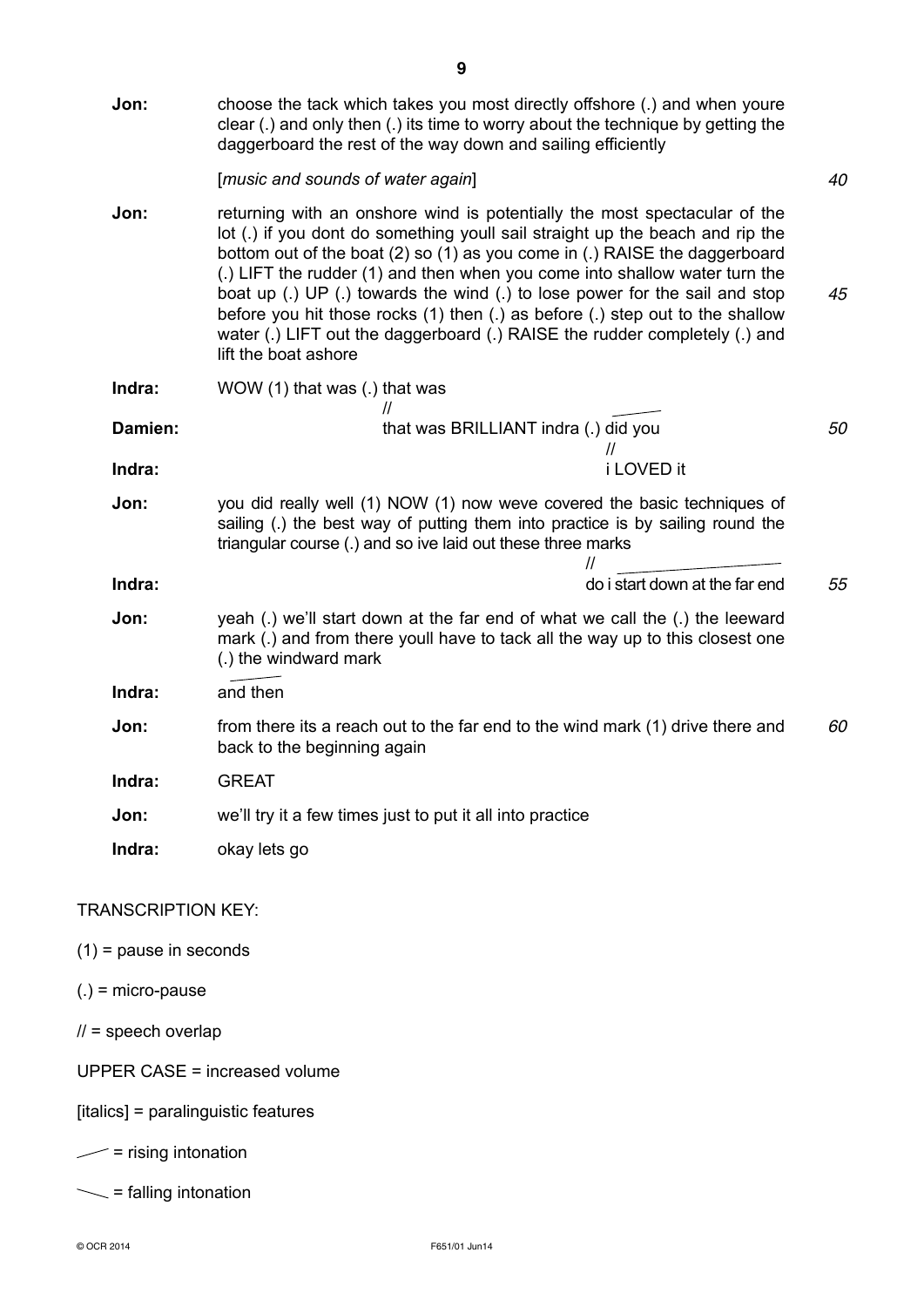**Jon:** choose the tack which takes you most directly offshore (.) and when youre clear (.) and only then (.) its time to worry about the technique by getting the daggerboard the rest of the way down and sailing efficiently

[*music and sounds of water again*] 40

**Jon:** returning with an onshore wind is potentially the most spectacular of the lot (.) if you dont do something youll sail straight up the beach and rip the bottom out of the boat (2) so (1) as you come in (.) RAISE the daggerboard (.) LIFT the rudder (1) and then when you come into shallow water turn the boat up (.) UP (.) towards the wind (.) to lose power for the sail and stop before you hit those rocks (1) then (.) as before (.) step out to the shallow water (.) LIFT out the daggerboard (.) RAISE the rudder completely (.) and lift the boat ashore 45

**Indra:** WOW (1) that was (.) that was
//

**Damien:** that was BRILLIANT indra (.) did you 50
//

**Indra:** i LOVED it

**Jon:** you did really well (1) NOW (1) now weve covered the basic techniques of sailing (.) the best way of putting them into practice is by sailing round the triangular course (.) and so ive laid out these three marks
//

**Indra:** do i start down at the far end 55

**Jon:** yeah (.) we'll start down at the far end of what we call the (.) the leeward mark (.) and from there youll have to tack all the way up to this closest one (.) the windward mark

**Indra:** and then

**Jon:** from there its a reach out to the far end to the wind mark (1) drive there and back to the beginning again 60

**Indra:** GREAT

**Jon:** we'll try it a few times just to put it all into practice

**Indra:** okay lets go

TRANSCRIPTION KEY:

(1) = pause in seconds

(.) = micro-pause

// = speech overlap

UPPER CASE = increased volume

[italics] = paralinguistic features

／ = rising intonation

＼ = falling intonation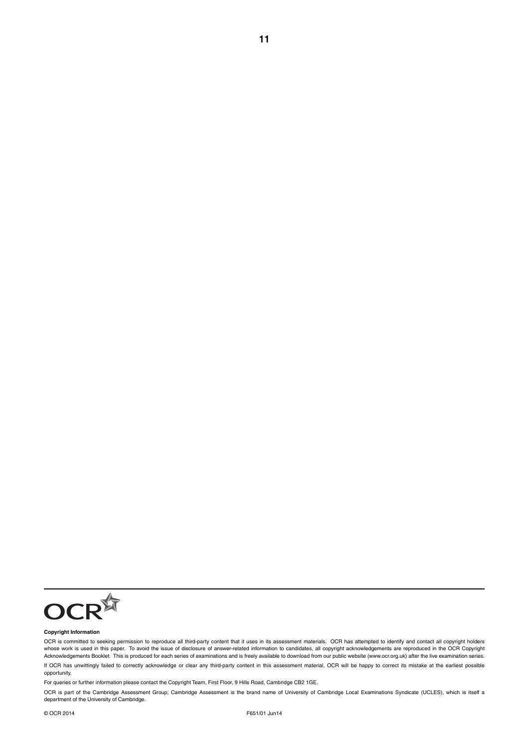**Copyright Information**

OCR is committed to seeking permission to reproduce all third-party content that it uses in its assessment materials. OCR has attempted to identify and contact all copyright holders whose work is used in this paper. To avoid the issue of disclosure of answer-related information to candidates, all copyright acknowledgements are reproduced in the OCR Copyright Acknowledgements Booklet. This is produced for each series of examinations and is freely available to download from our public website (www.ocr.org.uk) after the live examination series.

If OCR has unwittingly failed to correctly acknowledge or clear any third-party content in this assessment material, OCR will be happy to correct its mistake at the earliest possible opportunity.

For queries or further information please contact the Copyright Team, First Floor, 9 Hills Road, Cambridge CB2 1GE.

OCR is part of the Cambridge Assessment Group; Cambridge Assessment is the brand name of University of Cambridge Local Examinations Syndicate (UCLES), which is itself a department of the University of Cambridge.

© OCR 2014 F651/01 Jun14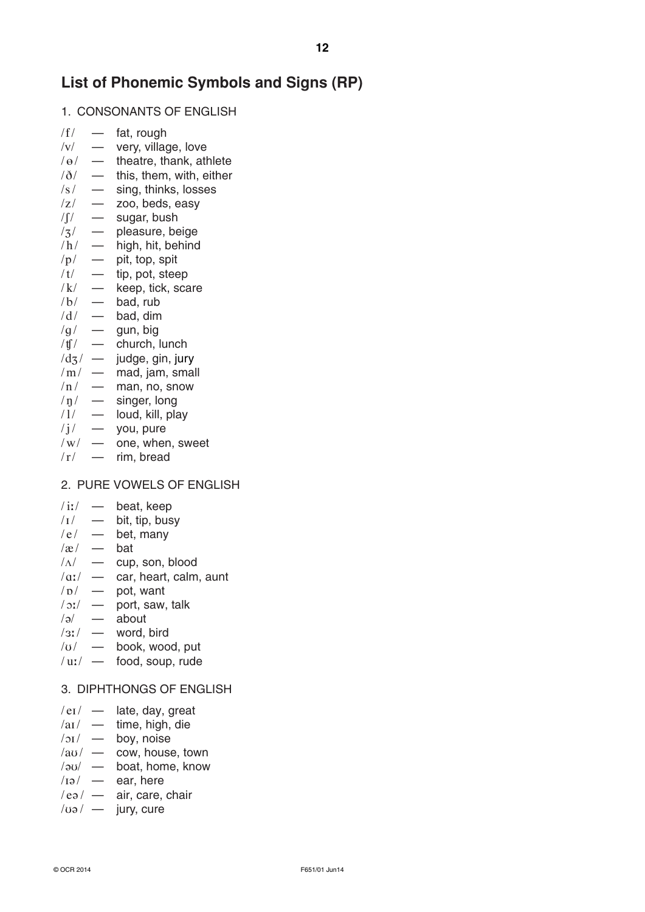## List of Phonemic Symbols and Signs (RP)

1. CONSONANTS OF ENGLISH

/f/ — fat, rough
/v/ — very, village, love
/ɵ/ — theatre, thank, athlete
/ð/ — this, them, with, either
/s/ — sing, thinks, losses
/z/ — zoo, beds, easy
/ʃ/ — sugar, bush
/ʒ/ — pleasure, beige
/h/ — high, hit, behind
/p/ — pit, top, spit
/t/ — tip, pot, steep
/k/ — keep, tick, scare
/b/ — bad, rub
/d/ — bad, dim
/g/ — gun, big
/ʧ/ — church, lunch
/dʒ/ — judge, gin, jury
/m/ — mad, jam, small
/n/ — man, no, snow
/ŋ/ — singer, long
/l/ — loud, kill, play
/j/ — you, pure
/w/ — one, when, sweet
/r/ — rim, bread

2. PURE VOWELS OF ENGLISH

/iː/ — beat, keep
/ɪ/ — bit, tip, busy
/e/ — bet, many
/æ/ — bat
/ʌ/ — cup, son, blood
/ɑː/ — car, heart, calm, aunt
/ɒ/ — pot, want
/ɔː/ — port, saw, talk
/ə/ — about
/ɜː/ — word, bird
/ʊ/ — book, wood, put
/uː/ — food, soup, rude

3. DIPHTHONGS OF ENGLISH

/eɪ/ — late, day, great
/aɪ/ — time, high, die
/ɔɪ/ — boy, noise
/aʊ/ — cow, house, town
/əʊ/ — boat, home, know
/ɪə/ — ear, here
/eə/ — air, care, chair
/ʊə/ — jury, cure